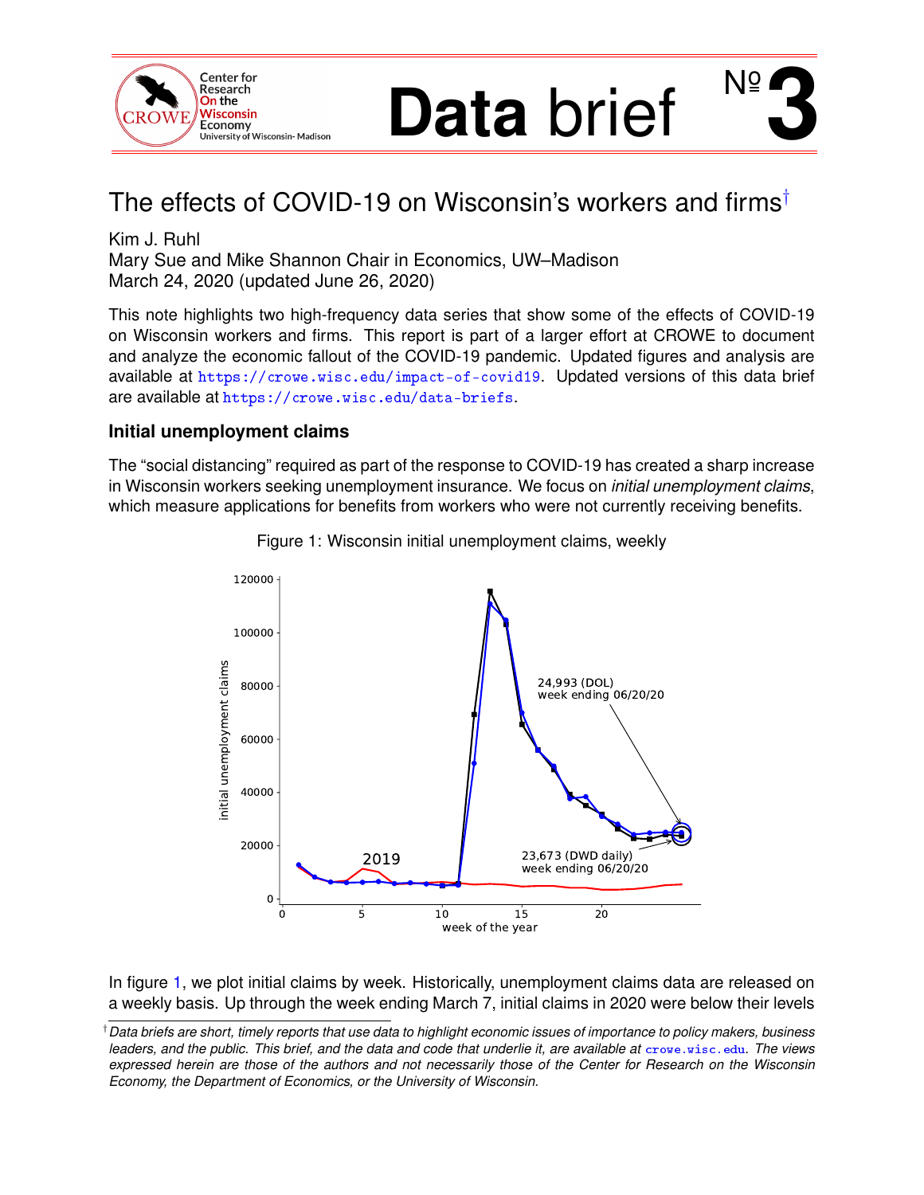# Data brief №3

## The effects of COVID-19 on Wisconsin's workers and firms†

Kim J. Ruhl
Mary Sue and Mike Shannon Chair in Economics, UW–Madison
March 24, 2020 (updated June 26, 2020)

This note highlights two high-frequency data series that show some of the effects of COVID-19 on Wisconsin workers and firms. This report is part of a larger effort at CROWE to document and analyze the economic fallout of the COVID-19 pandemic. Updated figures and analysis are available at https://crowe.wisc.edu/impact-of-covid19. Updated versions of this data brief are available at https://crowe.wisc.edu/data-briefs.

### Initial unemployment claims

The "social distancing" required as part of the response to COVID-19 has created a sharp increase in Wisconsin workers seeking unemployment insurance. We focus on *initial unemployment claims*, which measure applications for benefits from workers who were not currently receiving benefits.

Figure 1: Wisconsin initial unemployment claims, weekly

In figure 1, we plot initial claims by week. Historically, unemployment claims data are released on a weekly basis. Up through the week ending March 7, initial claims in 2020 were below their levels

† *Data briefs are short, timely reports that use data to highlight economic issues of importance to policy makers, business leaders, and the public. This brief, and the data and code that underlie it, are available at crowe.wisc.edu. The views expressed herein are those of the authors and not necessarily those of the Center for Research on the Wisconsin Economy, the Department of Economics, or the University of Wisconsin.*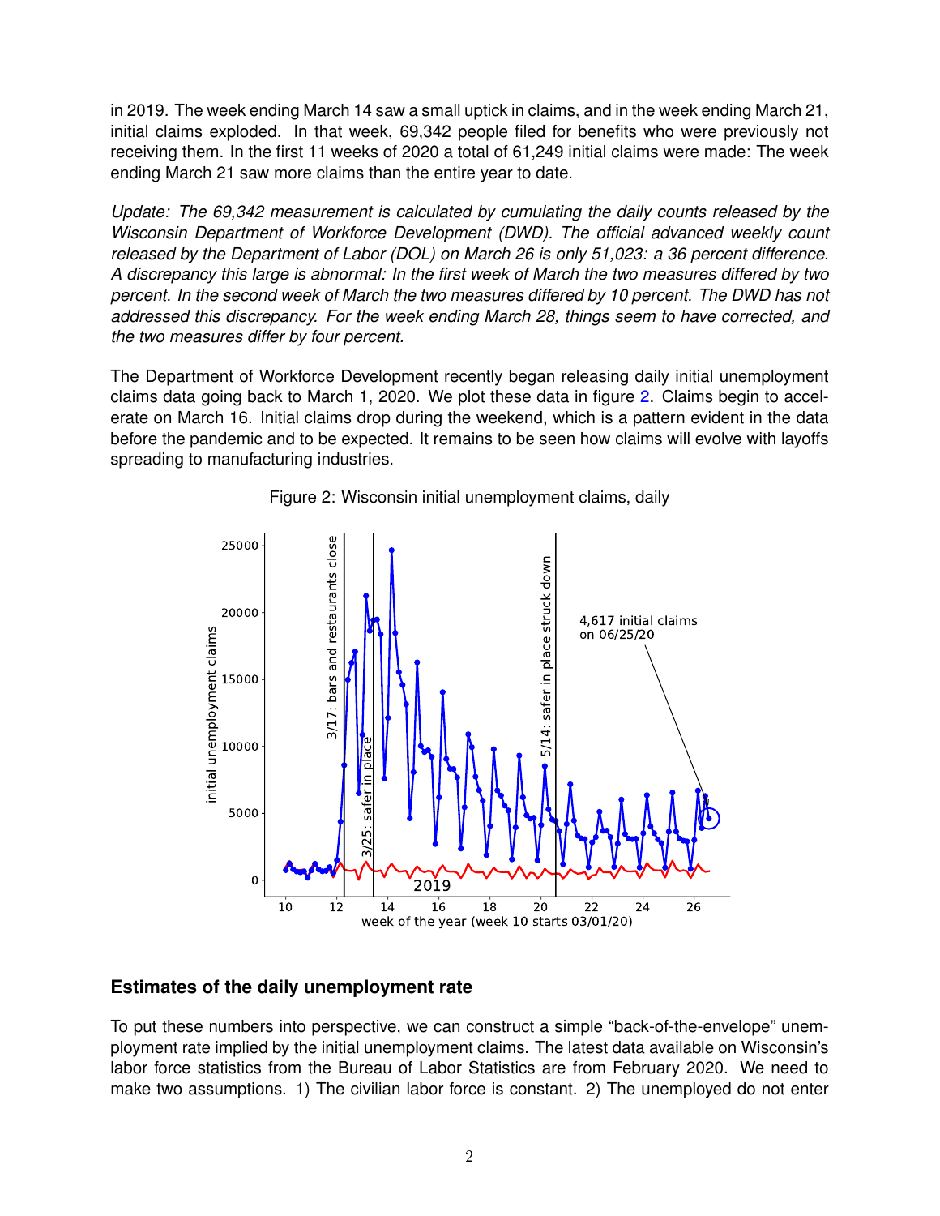in 2019. The week ending March 14 saw a small uptick in claims, and in the week ending March 21, initial claims exploded. In that week, 69,342 people filed for benefits who were previously not receiving them. In the first 11 weeks of 2020 a total of 61,249 initial claims were made: The week ending March 21 saw more claims than the entire year to date.

*Update: The 69,342 measurement is calculated by cumulating the daily counts released by the Wisconsin Department of Workforce Development (DWD). The official advanced weekly count released by the Department of Labor (DOL) on March 26 is only 51,023: a 36 percent difference. A discrepancy this large is abnormal: In the first week of March the two measures differed by two percent. In the second week of March the two measures differed by 10 percent. The DWD has not addressed this discrepancy. For the week ending March 28, things seem to have corrected, and the two measures differ by four percent.*

The Department of Workforce Development recently began releasing daily initial unemployment claims data going back to March 1, 2020. We plot these data in figure 2. Claims begin to accelerate on March 16. Initial claims drop during the weekend, which is a pattern evident in the data before the pandemic and to be expected. It remains to be seen how claims will evolve with layoffs spreading to manufacturing industries.

Figure 2: Wisconsin initial unemployment claims, daily

## Estimates of the daily unemployment rate

To put these numbers into perspective, we can construct a simple "back-of-the-envelope" unemployment rate implied by the initial unemployment claims. The latest data available on Wisconsin's labor force statistics from the Bureau of Labor Statistics are from February 2020. We need to make two assumptions. 1) The civilian labor force is constant. 2) The unemployed do not enter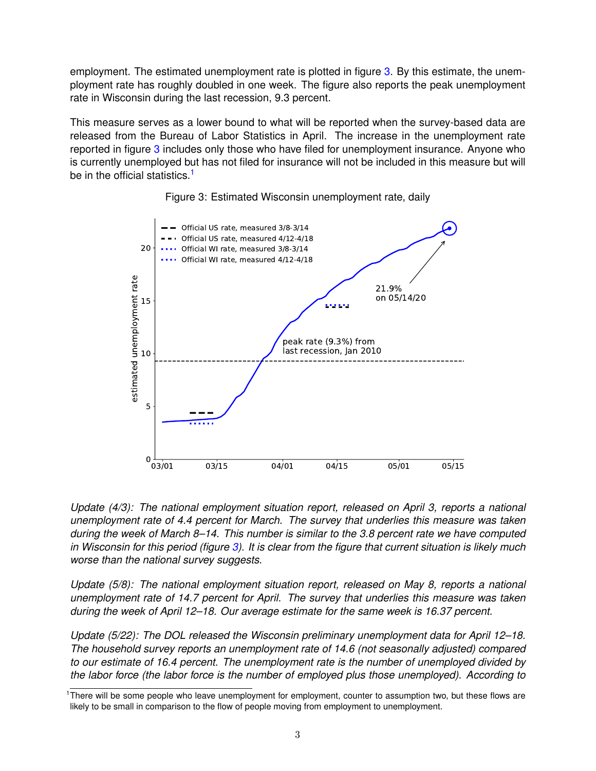employment. The estimated unemployment rate is plotted in figure 3. By this estimate, the unemployment rate has roughly doubled in one week. The figure also reports the peak unemployment rate in Wisconsin during the last recession, 9.3 percent.

This measure serves as a lower bound to what will be reported when the survey-based data are released from the Bureau of Labor Statistics in April. The increase in the unemployment rate reported in figure 3 includes only those who have filed for unemployment insurance. Anyone who is currently unemployed but has not filed for insurance will not be included in this measure but will be in the official statistics.[1]

Figure 3: Estimated Wisconsin unemployment rate, daily

*Update (4/3): The national employment situation report, released on April 3, reports a national unemployment rate of 4.4 percent for March. The survey that underlies this measure was taken during the week of March 8–14. This number is similar to the 3.8 percent rate we have computed in Wisconsin for this period (figure 3). It is clear from the figure that current situation is likely much worse than the national survey suggests.*

*Update (5/8): The national employment situation report, released on May 8, reports a national unemployment rate of 14.7 percent for April. The survey that underlies this measure was taken during the week of April 12–18. Our average estimate for the same week is 16.37 percent.*

*Update (5/22): The DOL released the Wisconsin preliminary unemployment data for April 12–18. The household survey reports an unemployment rate of 14.6 (not seasonally adjusted) compared to our estimate of 16.4 percent. The unemployment rate is the number of unemployed divided by the labor force (the labor force is the number of employed plus those unemployed). According to*

[1] There will be some people who leave unemployment for employment, counter to assumption two, but these flows are likely to be small in comparison to the flow of people moving from employment to unemployment.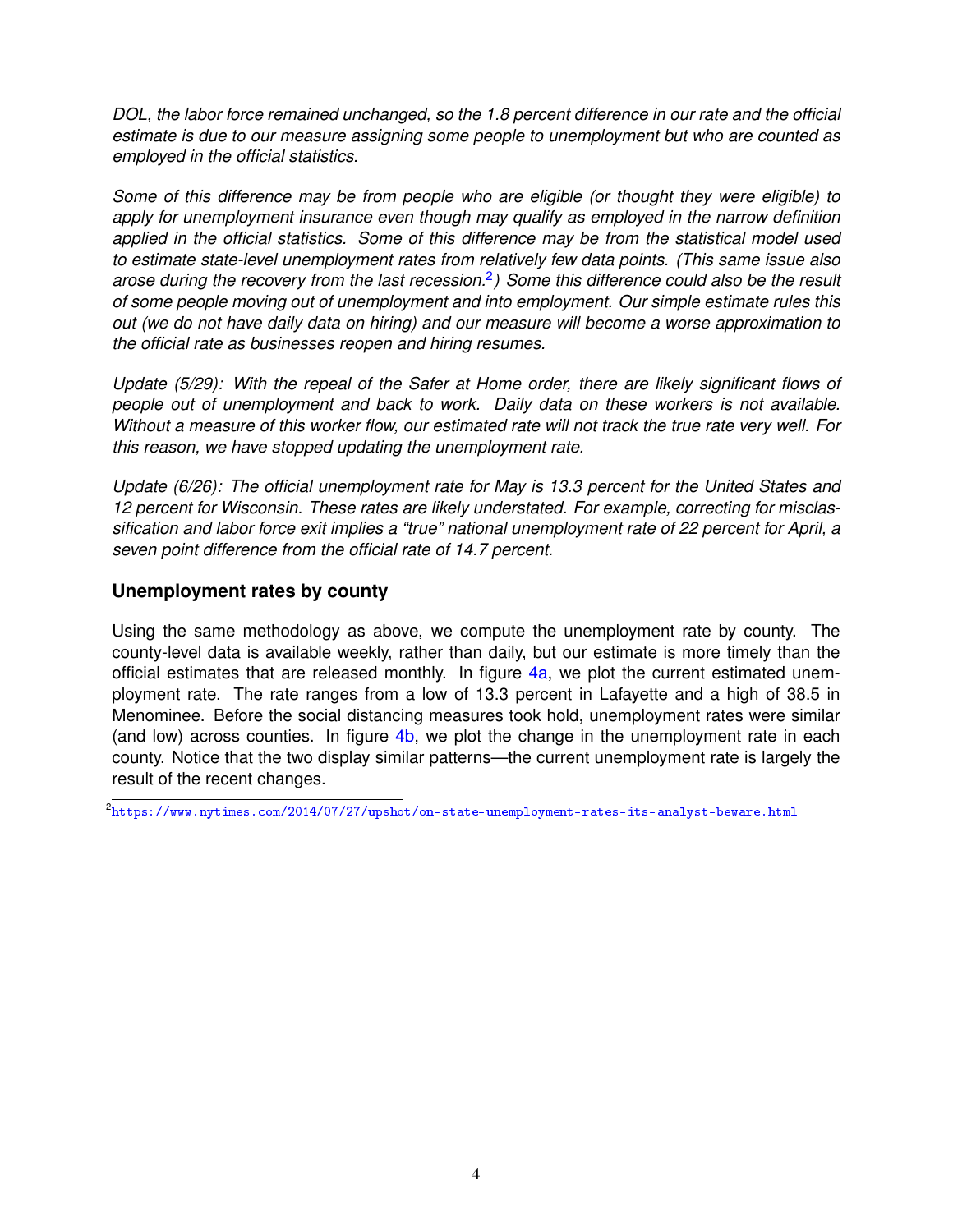*DOL, the labor force remained unchanged, so the 1.8 percent difference in our rate and the official estimate is due to our measure assigning some people to unemployment but who are counted as employed in the official statistics.*

*Some of this difference may be from people who are eligible (or thought they were eligible) to apply for unemployment insurance even though may qualify as employed in the narrow definition applied in the official statistics. Some of this difference may be from the statistical model used to estimate state-level unemployment rates from relatively few data points. (This same issue also arose during the recovery from the last recession.[2]) Some this difference could also be the result of some people moving out of unemployment and into employment. Our simple estimate rules this out (we do not have daily data on hiring) and our measure will become a worse approximation to the official rate as businesses reopen and hiring resumes.*

*Update (5/29): With the repeal of the Safer at Home order, there are likely significant flows of people out of unemployment and back to work. Daily data on these workers is not available. Without a measure of this worker flow, our estimated rate will not track the true rate very well. For this reason, we have stopped updating the unemployment rate.*

*Update (6/26): The official unemployment rate for May is 13.3 percent for the United States and 12 percent for Wisconsin. These rates are likely understated. For example, correcting for misclassification and labor force exit implies a "true" national unemployment rate of 22 percent for April, a seven point difference from the official rate of 14.7 percent.*

## Unemployment rates by county

Using the same methodology as above, we compute the unemployment rate by county. The county-level data is available weekly, rather than daily, but our estimate is more timely than the official estimates that are released monthly. In figure 4a, we plot the current estimated unemployment rate. The rate ranges from a low of 13.3 percent in Lafayette and a high of 38.5 in Menominee. Before the social distancing measures took hold, unemployment rates were similar (and low) across counties. In figure 4b, we plot the change in the unemployment rate in each county. Notice that the two display similar patterns—the current unemployment rate is largely the result of the recent changes.

[2] https://www.nytimes.com/2014/07/27/upshot/on-state-unemployment-rates-its-analyst-beware.html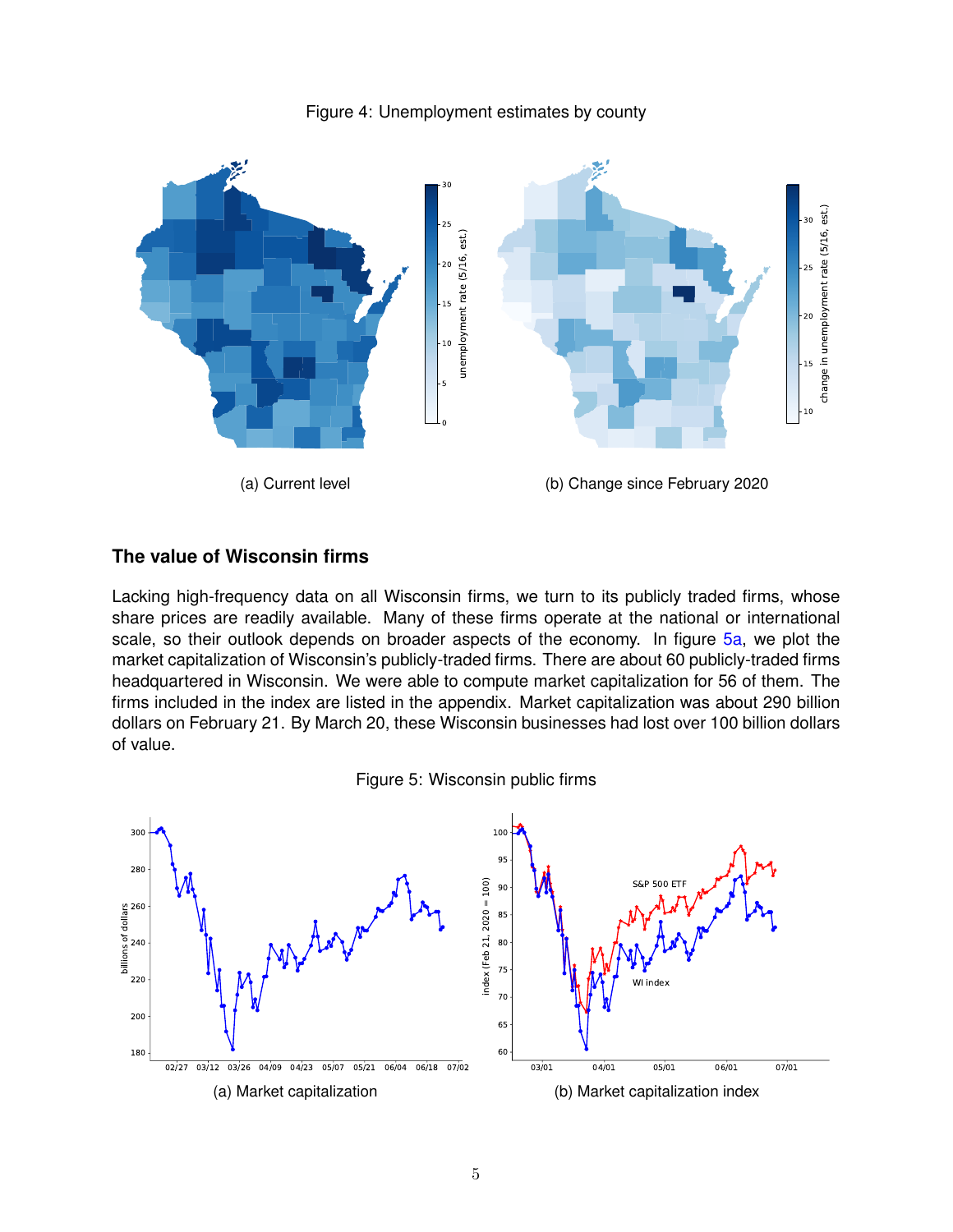Figure 4: Unemployment estimates by county

(a) Current level

(b) Change since February 2020

## The value of Wisconsin firms

Lacking high-frequency data on all Wisconsin firms, we turn to its publicly traded firms, whose share prices are readily available. Many of these firms operate at the national or international scale, so their outlook depends on broader aspects of the economy. In figure 5a, we plot the market capitalization of Wisconsin's publicly-traded firms. There are about 60 publicly-traded firms headquartered in Wisconsin. We were able to compute market capitalization for 56 of them. The firms included in the index are listed in the appendix. Market capitalization was about 290 billion dollars on February 21. By March 20, these Wisconsin businesses had lost over 100 billion dollars of value.

Figure 5: Wisconsin public firms

(a) Market capitalization

(b) Market capitalization index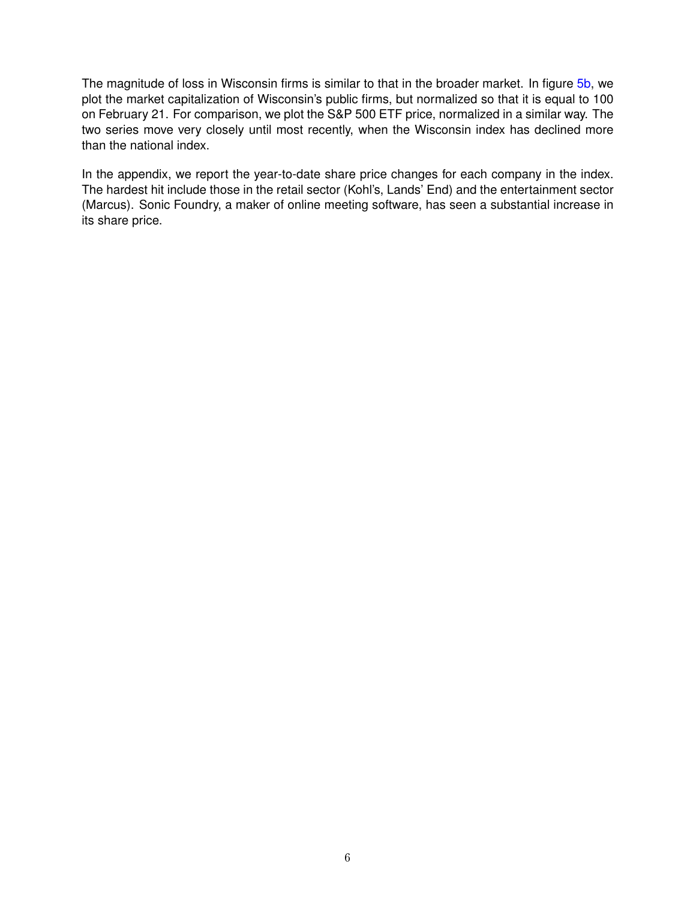The magnitude of loss in Wisconsin firms is similar to that in the broader market. In figure 5b, we plot the market capitalization of Wisconsin's public firms, but normalized so that it is equal to 100 on February 21. For comparison, we plot the S&P 500 ETF price, normalized in a similar way. The two series move very closely until most recently, when the Wisconsin index has declined more than the national index.

In the appendix, we report the year-to-date share price changes for each company in the index. The hardest hit include those in the retail sector (Kohl's, Lands' End) and the entertainment sector (Marcus). Sonic Foundry, a maker of online meeting software, has seen a substantial increase in its share price.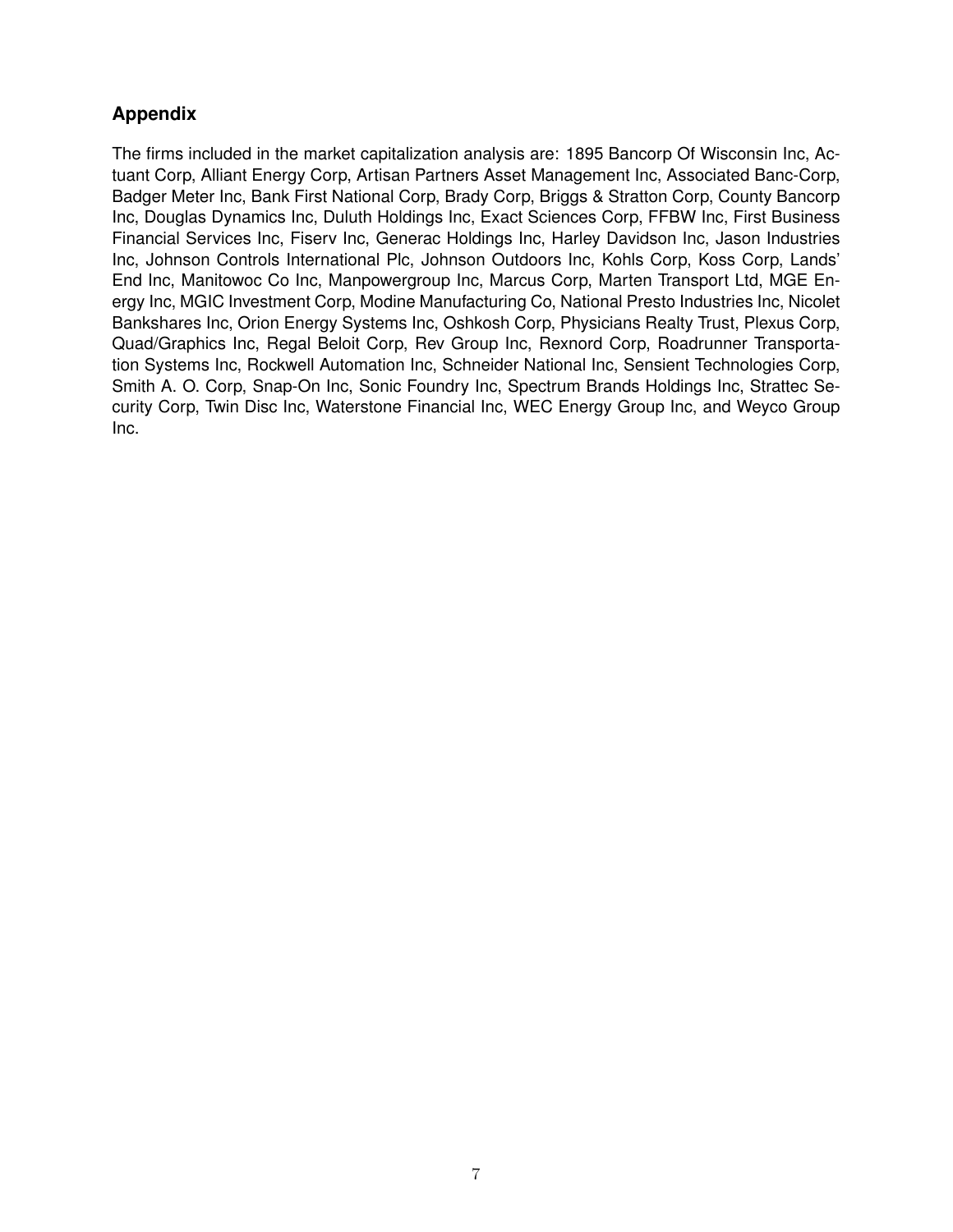## Appendix

The firms included in the market capitalization analysis are: 1895 Bancorp Of Wisconsin Inc, Actuant Corp, Alliant Energy Corp, Artisan Partners Asset Management Inc, Associated Banc-Corp, Badger Meter Inc, Bank First National Corp, Brady Corp, Briggs & Stratton Corp, County Bancorp Inc, Douglas Dynamics Inc, Duluth Holdings Inc, Exact Sciences Corp, FFBW Inc, First Business Financial Services Inc, Fiserv Inc, Generac Holdings Inc, Harley Davidson Inc, Jason Industries Inc, Johnson Controls International Plc, Johnson Outdoors Inc, Kohls Corp, Koss Corp, Lands' End Inc, Manitowoc Co Inc, Manpowergroup Inc, Marcus Corp, Marten Transport Ltd, MGE Energy Inc, MGIC Investment Corp, Modine Manufacturing Co, National Presto Industries Inc, Nicolet Bankshares Inc, Orion Energy Systems Inc, Oshkosh Corp, Physicians Realty Trust, Plexus Corp, Quad/Graphics Inc, Regal Beloit Corp, Rev Group Inc, Rexnord Corp, Roadrunner Transportation Systems Inc, Rockwell Automation Inc, Schneider National Inc, Sensient Technologies Corp, Smith A. O. Corp, Snap-On Inc, Sonic Foundry Inc, Spectrum Brands Holdings Inc, Strattec Security Corp, Twin Disc Inc, Waterstone Financial Inc, WEC Energy Group Inc, and Weyco Group Inc.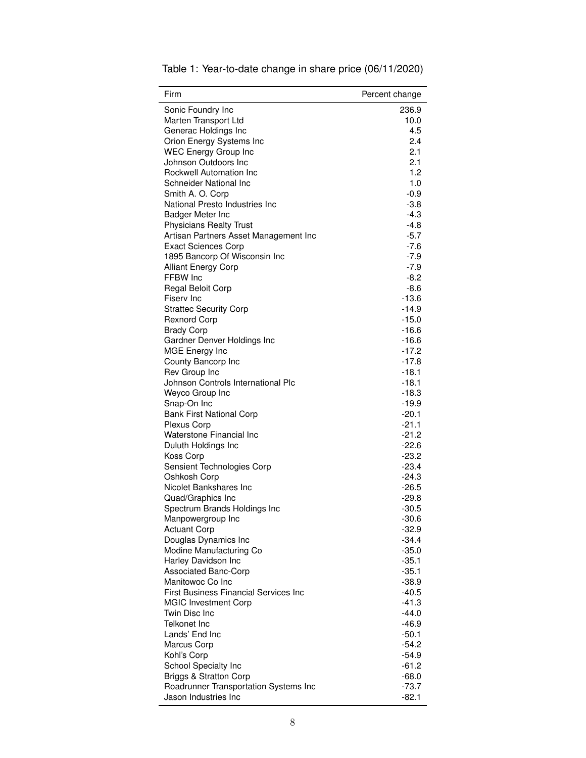Table 1: Year-to-date change in share price (06/11/2020)

| Firm | Percent change |
|---|---|
| Sonic Foundry Inc | 236.9 |
| Marten Transport Ltd | 10.0 |
| Generac Holdings Inc | 4.5 |
| Orion Energy Systems Inc | 2.4 |
| WEC Energy Group Inc | 2.1 |
| Johnson Outdoors Inc | 2.1 |
| Rockwell Automation Inc | 1.2 |
| Schneider National Inc | 1.0 |
| Smith A. O. Corp | -0.9 |
| National Presto Industries Inc | -3.8 |
| Badger Meter Inc | -4.3 |
| Physicians Realty Trust | -4.8 |
| Artisan Partners Asset Management Inc | -5.7 |
| Exact Sciences Corp | -7.6 |
| 1895 Bancorp Of Wisconsin Inc | -7.9 |
| Alliant Energy Corp | -7.9 |
| FFBW Inc | -8.2 |
| Regal Beloit Corp | -8.6 |
| Fiserv Inc | -13.6 |
| Strattec Security Corp | -14.9 |
| Rexnord Corp | -15.0 |
| Brady Corp | -16.6 |
| Gardner Denver Holdings Inc | -16.6 |
| MGE Energy Inc | -17.2 |
| County Bancorp Inc | -17.8 |
| Rev Group Inc | -18.1 |
| Johnson Controls International Plc | -18.1 |
| Weyco Group Inc | -18.3 |
| Snap-On Inc | -19.9 |
| Bank First National Corp | -20.1 |
| Plexus Corp | -21.1 |
| Waterstone Financial Inc | -21.2 |
| Duluth Holdings Inc | -22.6 |
| Koss Corp | -23.2 |
| Sensient Technologies Corp | -23.4 |
| Oshkosh Corp | -24.3 |
| Nicolet Bankshares Inc | -26.5 |
| Quad/Graphics Inc | -29.8 |
| Spectrum Brands Holdings Inc | -30.5 |
| Manpowergroup Inc | -30.6 |
| Actuant Corp | -32.9 |
| Douglas Dynamics Inc | -34.4 |
| Modine Manufacturing Co | -35.0 |
| Harley Davidson Inc | -35.1 |
| Associated Banc-Corp | -35.1 |
| Manitowoc Co Inc | -38.9 |
| First Business Financial Services Inc | -40.5 |
| MGIC Investment Corp | -41.3 |
| Twin Disc Inc | -44.0 |
| Telkonet Inc | -46.9 |
| Lands' End Inc | -50.1 |
| Marcus Corp | -54.2 |
| Kohl's Corp | -54.9 |
| School Specialty Inc | -61.2 |
| Briggs & Stratton Corp | -68.0 |
| Roadrunner Transportation Systems Inc | -73.7 |
| Jason Industries Inc | -82.1 |